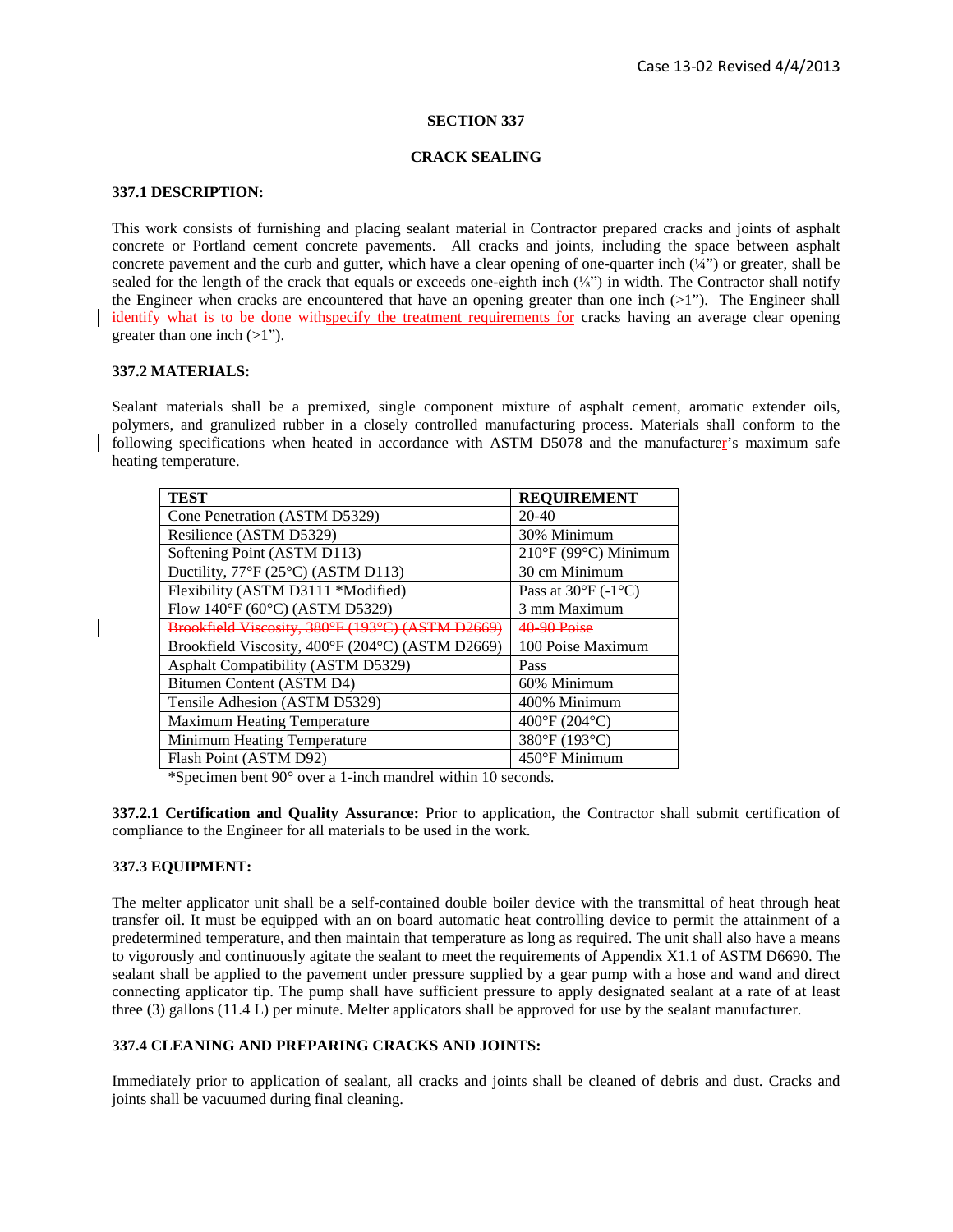## SECTION 337

## CRACK SEALING

### 337.1 DESCRIPTION:

This work consists of furnishing and placing sealant material in Contractor prepared cracks and joints of asphalt concrete or Portland cement concrete pavements. All cracks and joints, including the space between asphalt concrete pavement and the curb and gutter, which have a clear opening of one-quarter inch (¼") or greater, shall be sealed for the length of the crack that equals or exceeds one-eighth inch (⅛") in width. The Contractor shall notify the Engineer when cracks are encountered that have an opening greater than one inch (>1"). The Engineer shall ~~identify what is to be done with~~specify the treatment requirements for cracks having an average clear opening greater than one inch (>1").

### 337.2 MATERIALS:

Sealant materials shall be a premixed, single component mixture of asphalt cement, aromatic extender oils, polymers, and granulized rubber in a closely controlled manufacturing process. Materials shall conform to the following specifications when heated in accordance with ASTM D5078 and the manufacturer's maximum safe heating temperature.

| TEST | REQUIREMENT |
|---|---|
| Cone Penetration (ASTM D5329) | 20-40 |
| Resilience (ASTM D5329) | 30% Minimum |
| Softening Point (ASTM D113) | 210°F (99°C) Minimum |
| Ductility, 77°F (25°C) (ASTM D113) | 30 cm Minimum |
| Flexibility (ASTM D3111 *Modified) | Pass at 30°F (-1°C) |
| Flow 140°F (60°C) (ASTM D5329) | 3 mm Maximum |
| ~~Brookfield Viscosity, 380°F (193°C) (ASTM D2669)~~ | ~~40-90 Poise~~ |
| Brookfield Viscosity, 400°F (204°C) (ASTM D2669) | 100 Poise Maximum |
| Asphalt Compatibility (ASTM D5329) | Pass |
| Bitumen Content (ASTM D4) | 60% Minimum |
| Tensile Adhesion (ASTM D5329) | 400% Minimum |
| Maximum Heating Temperature | 400°F (204°C) |
| Minimum Heating Temperature | 380°F (193°C) |
| Flash Point (ASTM D92) | 450°F Minimum |

*Specimen bent 90° over a 1-inch mandrel within 10 seconds.

**337.2.1 Certification and Quality Assurance:** Prior to application, the Contractor shall submit certification of compliance to the Engineer for all materials to be used in the work.

### 337.3 EQUIPMENT:

The melter applicator unit shall be a self-contained double boiler device with the transmittal of heat through heat transfer oil. It must be equipped with an on board automatic heat controlling device to permit the attainment of a predetermined temperature, and then maintain that temperature as long as required. The unit shall also have a means to vigorously and continuously agitate the sealant to meet the requirements of Appendix X1.1 of ASTM D6690. The sealant shall be applied to the pavement under pressure supplied by a gear pump with a hose and wand and direct connecting applicator tip. The pump shall have sufficient pressure to apply designated sealant at a rate of at least three (3) gallons (11.4 L) per minute. Melter applicators shall be approved for use by the sealant manufacturer.

### 337.4 CLEANING AND PREPARING CRACKS AND JOINTS:

Immediately prior to application of sealant, all cracks and joints shall be cleaned of debris and dust. Cracks and joints shall be vacuumed during final cleaning.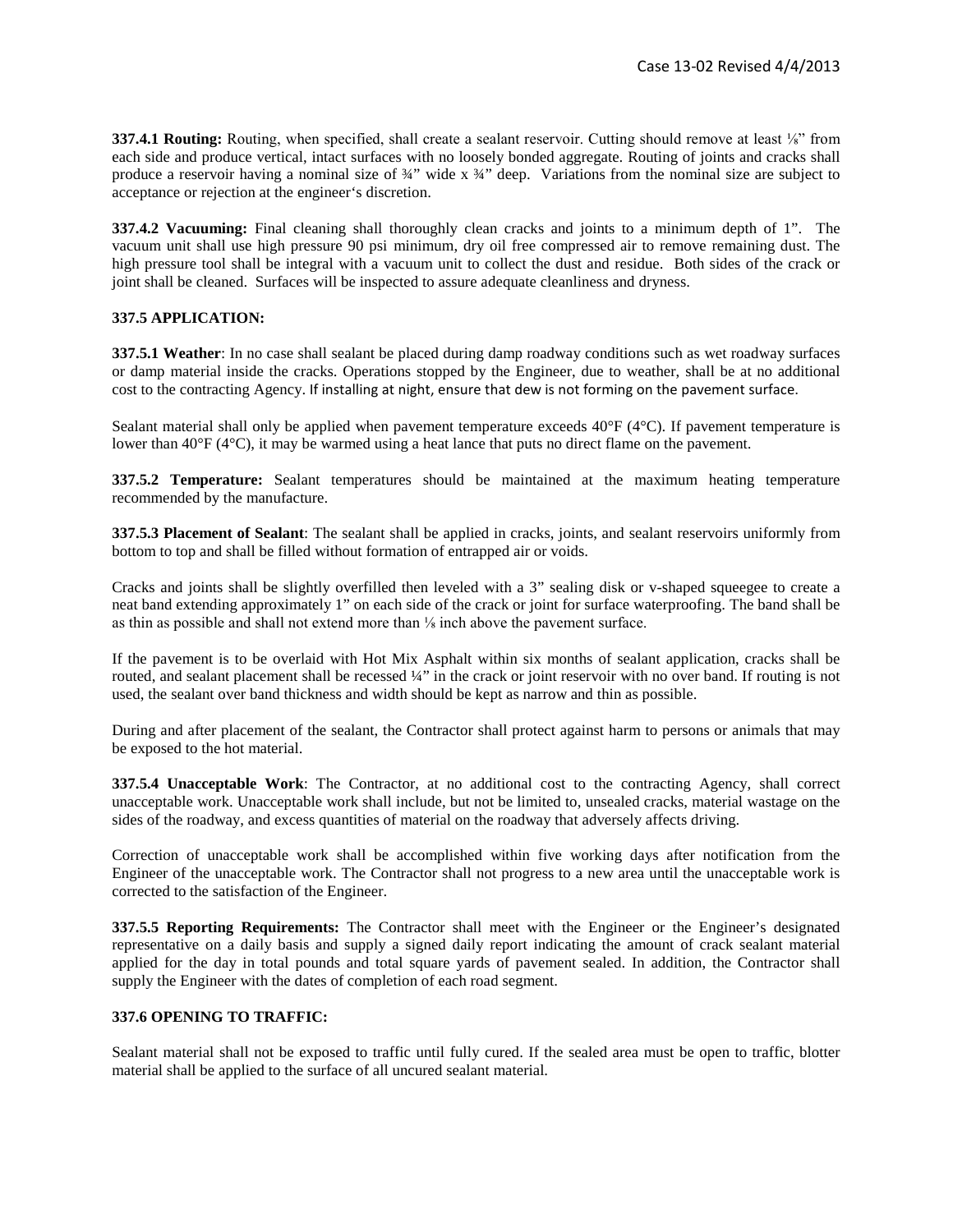**337.4.1 Routing:** Routing, when specified, shall create a sealant reservoir. Cutting should remove at least ⅛" from each side and produce vertical, intact surfaces with no loosely bonded aggregate. Routing of joints and cracks shall produce a reservoir having a nominal size of ¾" wide x ¾" deep. Variations from the nominal size are subject to acceptance or rejection at the engineer's discretion.

**337.4.2 Vacuuming:** Final cleaning shall thoroughly clean cracks and joints to a minimum depth of 1". The vacuum unit shall use high pressure 90 psi minimum, dry oil free compressed air to remove remaining dust. The high pressure tool shall be integral with a vacuum unit to collect the dust and residue. Both sides of the crack or joint shall be cleaned. Surfaces will be inspected to assure adequate cleanliness and dryness.

**337.5 APPLICATION:**

**337.5.1 Weather**: In no case shall sealant be placed during damp roadway conditions such as wet roadway surfaces or damp material inside the cracks. Operations stopped by the Engineer, due to weather, shall be at no additional cost to the contracting Agency. If installing at night, ensure that dew is not forming on the pavement surface.

Sealant material shall only be applied when pavement temperature exceeds 40°F (4°C). If pavement temperature is lower than 40°F (4°C), it may be warmed using a heat lance that puts no direct flame on the pavement.

**337.5.2 Temperature:** Sealant temperatures should be maintained at the maximum heating temperature recommended by the manufacture.

**337.5.3 Placement of Sealant**: The sealant shall be applied in cracks, joints, and sealant reservoirs uniformly from bottom to top and shall be filled without formation of entrapped air or voids.

Cracks and joints shall be slightly overfilled then leveled with a 3" sealing disk or v-shaped squeegee to create a neat band extending approximately 1" on each side of the crack or joint for surface waterproofing. The band shall be as thin as possible and shall not extend more than ⅛ inch above the pavement surface.

If the pavement is to be overlaid with Hot Mix Asphalt within six months of sealant application, cracks shall be routed, and sealant placement shall be recessed ¼" in the crack or joint reservoir with no over band. If routing is not used, the sealant over band thickness and width should be kept as narrow and thin as possible.

During and after placement of the sealant, the Contractor shall protect against harm to persons or animals that may be exposed to the hot material.

**337.5.4 Unacceptable Work**: The Contractor, at no additional cost to the contracting Agency, shall correct unacceptable work. Unacceptable work shall include, but not be limited to, unsealed cracks, material wastage on the sides of the roadway, and excess quantities of material on the roadway that adversely affects driving.

Correction of unacceptable work shall be accomplished within five working days after notification from the Engineer of the unacceptable work. The Contractor shall not progress to a new area until the unacceptable work is corrected to the satisfaction of the Engineer.

**337.5.5 Reporting Requirements:** The Contractor shall meet with the Engineer or the Engineer's designated representative on a daily basis and supply a signed daily report indicating the amount of crack sealant material applied for the day in total pounds and total square yards of pavement sealed. In addition, the Contractor shall supply the Engineer with the dates of completion of each road segment.

**337.6 OPENING TO TRAFFIC:**

Sealant material shall not be exposed to traffic until fully cured. If the sealed area must be open to traffic, blotter material shall be applied to the surface of all uncured sealant material.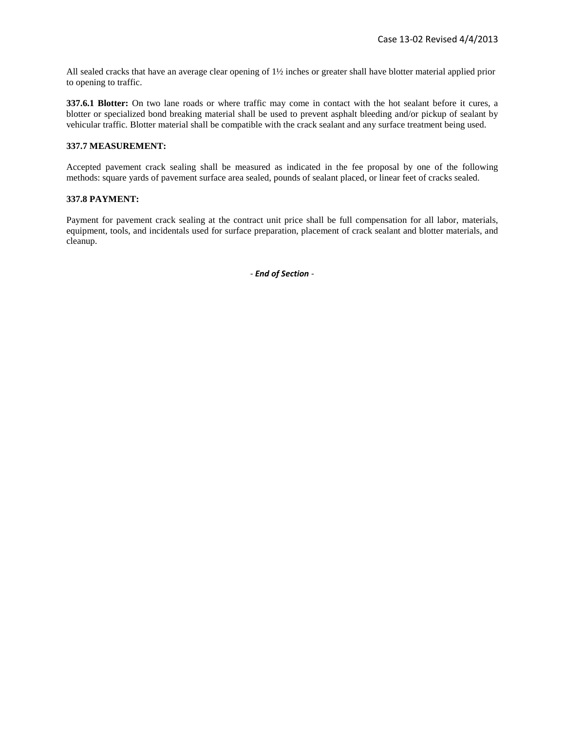All sealed cracks that have an average clear opening of 1½ inches or greater shall have blotter material applied prior to opening to traffic.

**337.6.1 Blotter:** On two lane roads or where traffic may come in contact with the hot sealant before it cures, a blotter or specialized bond breaking material shall be used to prevent asphalt bleeding and/or pickup of sealant by vehicular traffic. Blotter material shall be compatible with the crack sealant and any surface treatment being used.

**337.7 MEASUREMENT:**

Accepted pavement crack sealing shall be measured as indicated in the fee proposal by one of the following methods: square yards of pavement surface area sealed, pounds of sealant placed, or linear feet of cracks sealed.

**337.8 PAYMENT:**

Payment for pavement crack sealing at the contract unit price shall be full compensation for all labor, materials, equipment, tools, and incidentals used for surface preparation, placement of crack sealant and blotter materials, and cleanup.

- ***End of Section*** -